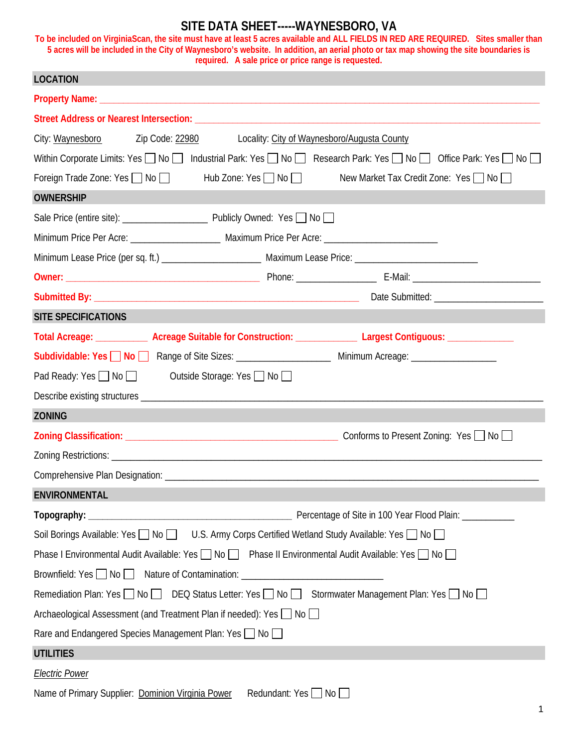# SITE DATA SHEET-----WAYNESBORO, VA

**To be included on VirginiaScan, the site must have at least 5 acres available and ALL FIELDS IN RED ARE REQUIRED. Sites smaller than 5 acres will be included in the City of Waynesboro's website. In addition, an aerial photo or tax map showing the site boundaries is required. A sale price or price range is requested.**

## LOCATION

**Property Name:** ________________________________________________

**Street Address or Nearest Intersection:** ________________________________________________

City: Waynesboro  Zip Code: 22980  Locality: City of Waynesboro/Augusta County

Within Corporate Limits: Yes ☐ No ☐  Industrial Park: Yes ☐ No ☐  Research Park: Yes ☐ No ☐  Office Park: Yes ☐ No ☐

Foreign Trade Zone: Yes ☐ No ☐  Hub Zone: Yes ☐ No ☐  New Market Tax Credit Zone: Yes ☐ No ☐

## OWNERSHIP

Sale Price (entire site): ________________ Publicly Owned: Yes ☐ No ☐

Minimum Price Per Acre: ________________ Maximum Price Per Acre: ________________

Minimum Lease Price (per sq. ft.) ________________ Maximum Lease Price: ________________

**Owner:** ________________________ Phone: ________________ E-Mail: ________________________

**Submitted By:** ________________________________________ Date Submitted: ________________

## SITE SPECIFICATIONS

**Total Acreage:** __________ **Acreage Suitable for Construction:** __________ **Largest Contiguous:** __________

**Subdividable: Yes ☐ No ☐** Range of Site Sizes: ________________ Minimum Acreage: ________________

Pad Ready: Yes ☐ No ☐  Outside Storage: Yes ☐ No ☐

Describe existing structures ________________________________________________

## ZONING

**Zoning Classification:** ________________________________ Conforms to Present Zoning: Yes ☐ No ☐

Zoning Restrictions: ________________________________________________

Comprehensive Plan Designation: ________________________________________________

## ENVIRONMENTAL

**Topography:** ________________________________ Percentage of Site in 100 Year Flood Plain: __________

Soil Borings Available: Yes ☐ No ☐  U.S. Army Corps Certified Wetland Study Available: Yes ☐ No ☐

Phase I Environmental Audit Available: Yes ☐ No ☐  Phase II Environmental Audit Available: Yes ☐ No ☐

Brownfield: Yes ☐ No ☐  Nature of Contamination: ________________________

Remediation Plan: Yes ☐ No ☐  DEQ Status Letter: Yes ☐ No ☐  Stormwater Management Plan: Yes ☐ No ☐

Archaeological Assessment (and Treatment Plan if needed): Yes ☐ No ☐

Rare and Endangered Species Management Plan: Yes ☐ No ☐

## UTILITIES

*Electric Power*

Name of Primary Supplier: Dominion Virginia Power  Redundant: Yes ☐ No ☐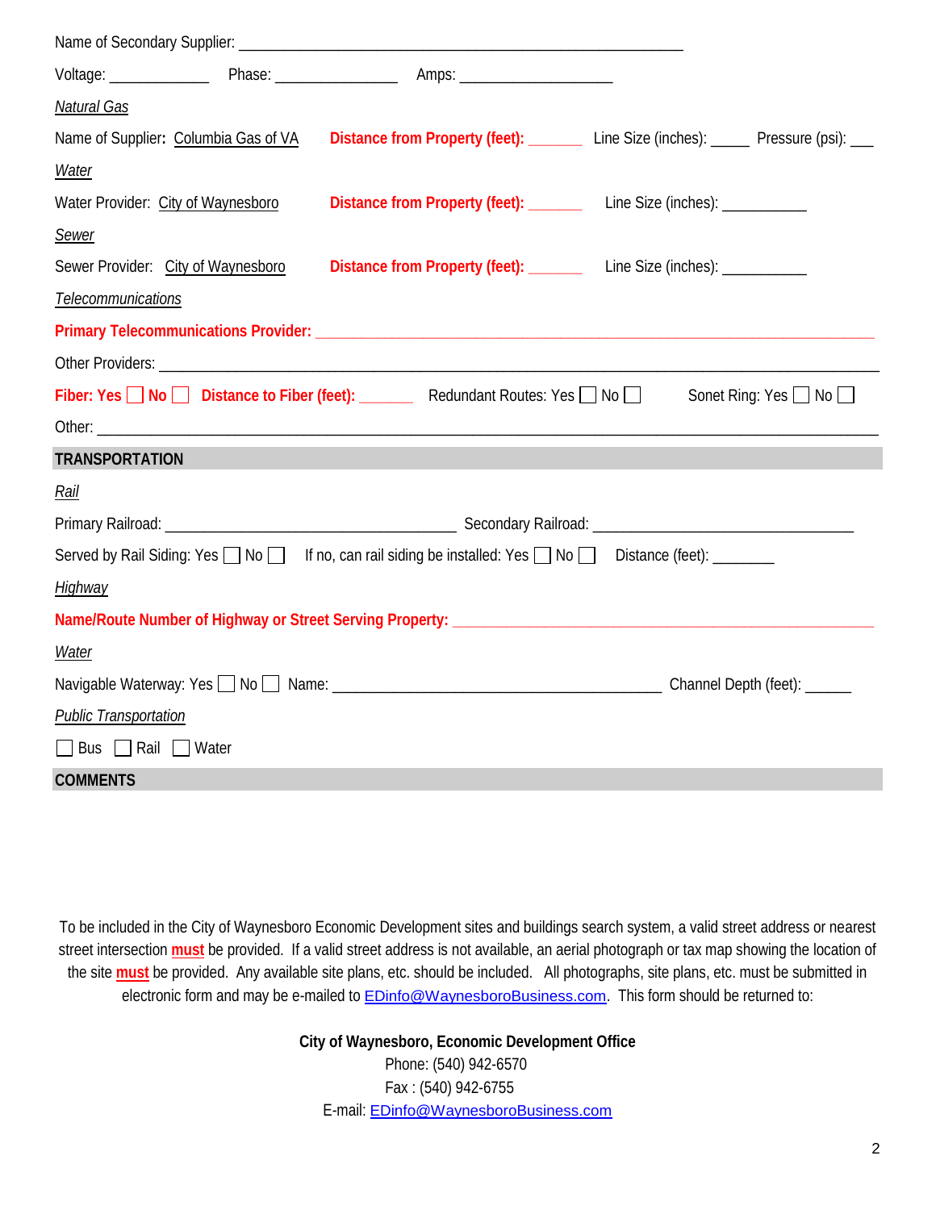Name of Secondary Supplier: ______________________________________________

Voltage: ___________ Phase: _____________ Amps: _________________

*Natural Gas*

Name of Supplier**:** Columbia Gas of VA **Distance from Property (feet):** ______ Line Size (inches): _____ Pressure (psi): ___

*Water*

Water Provider: City of Waynesboro **Distance from Property (feet):** ______ Line Size (inches): __________

*Sewer*

Sewer Provider: City of Waynesboro **Distance from Property (feet):** ______ Line Size (inches): __________

*Telecommunications*

**Primary Telecommunications Provider:** ____________________________________________________________

Other Providers: ____________________________________________________________________________

**Fiber: Yes ☐ No ☐ Distance to Fiber (feet):** ______ Redundant Routes: Yes ☐ No ☐ Sonet Ring: Yes ☐ No ☐

Other: _____________________________________________________________________________________

## TRANSPORTATION

*Rail*

Primary Railroad: ______________________________ Secondary Railroad: ____________________________

Served by Rail Siding: Yes ☐ No ☐ If no, can rail siding be installed: Yes ☐ No ☐ Distance (feet): _______

*Highway*

**Name/Route Number of Highway or Street Serving Property:** ______________________________________________

*Water*

Navigable Waterway: Yes ☐ No ☐ Name: ____________________________________ Channel Depth (feet): _____

*Public Transportation*

☐ Bus ☐ Rail ☐ Water

## COMMENTS

To be included in the City of Waynesboro Economic Development sites and buildings search system, a valid street address or nearest street intersection **must** be provided. If a valid street address is not available, an aerial photograph or tax map showing the location of the site **must** be provided. Any available site plans, etc. should be included. All photographs, site plans, etc. must be submitted in electronic form and may be e-mailed to EDinfo@WaynesboroBusiness.com. This form should be returned to:

**City of Waynesboro, Economic Development Office**
Phone: (540) 942-6570
Fax : (540) 942-6755
E-mail: EDinfo@WaynesboroBusiness.com